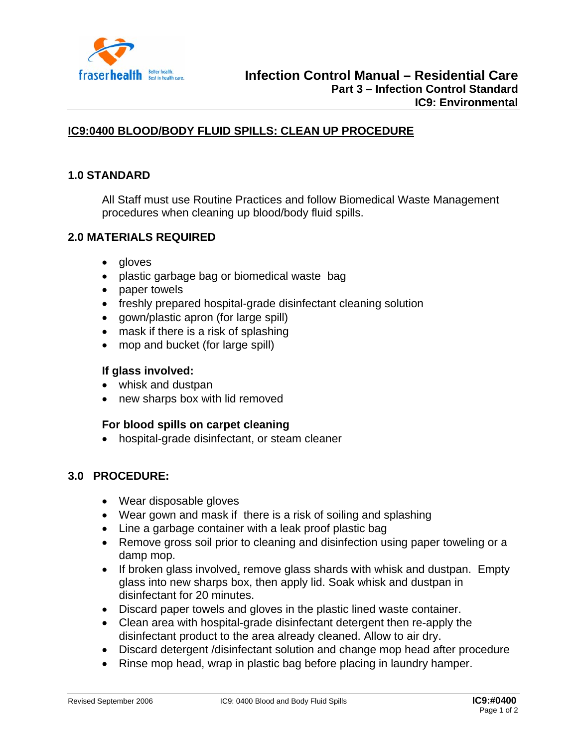# Infection Control Manual – Residential Care
## Part 3 – Infection Control Standard
## IC9: Environmental

## IC9:0400 BLOOD/BODY FLUID SPILLS: CLEAN UP PROCEDURE

### 1.0 STANDARD

All Staff must use Routine Practices and follow Biomedical Waste Management procedures when cleaning up blood/body fluid spills.

### 2.0 MATERIALS REQUIRED

- gloves
- plastic garbage bag or biomedical waste bag
- paper towels
- freshly prepared hospital-grade disinfectant cleaning solution
- gown/plastic apron (for large spill)
- mask if there is a risk of splashing
- mop and bucket (for large spill)

**If glass involved:**

- whisk and dustpan
- new sharps box with lid removed

**For blood spills on carpet cleaning**

- hospital-grade disinfectant, or steam cleaner

### 3.0 PROCEDURE:

- Wear disposable gloves
- Wear gown and mask if there is a risk of soiling and splashing
- Line a garbage container with a leak proof plastic bag
- Remove gross soil prior to cleaning and disinfection using paper toweling or a damp mop.
- If broken glass involved, remove glass shards with whisk and dustpan. Empty glass into new sharps box, then apply lid. Soak whisk and dustpan in disinfectant for 20 minutes.
- Discard paper towels and gloves in the plastic lined waste container.
- Clean area with hospital-grade disinfectant detergent then re-apply the disinfectant product to the area already cleaned. Allow to air dry.
- Discard detergent /disinfectant solution and change mop head after procedure
- Rinse mop head, wrap in plastic bag before placing in laundry hamper.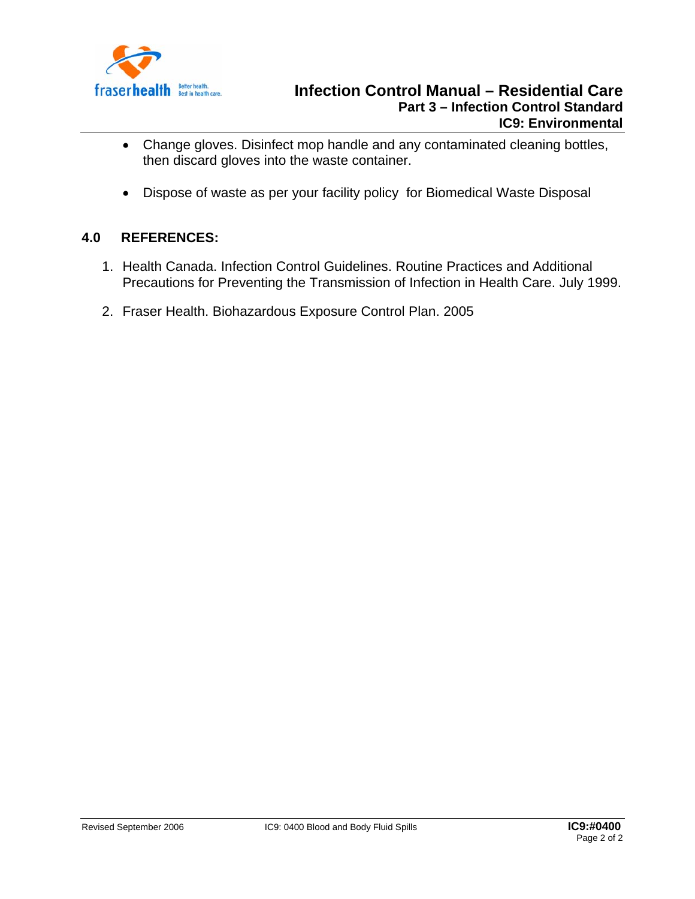- Change gloves. Disinfect mop handle and any contaminated cleaning bottles, then discard gloves into the waste container.

- Dispose of waste as per your facility policy for Biomedical Waste Disposal

## 4.0 REFERENCES:

1. Health Canada. Infection Control Guidelines. Routine Practices and Additional Precautions for Preventing the Transmission of Infection in Health Care. July 1999.
2. Fraser Health. Biohazardous Exposure Control Plan. 2005